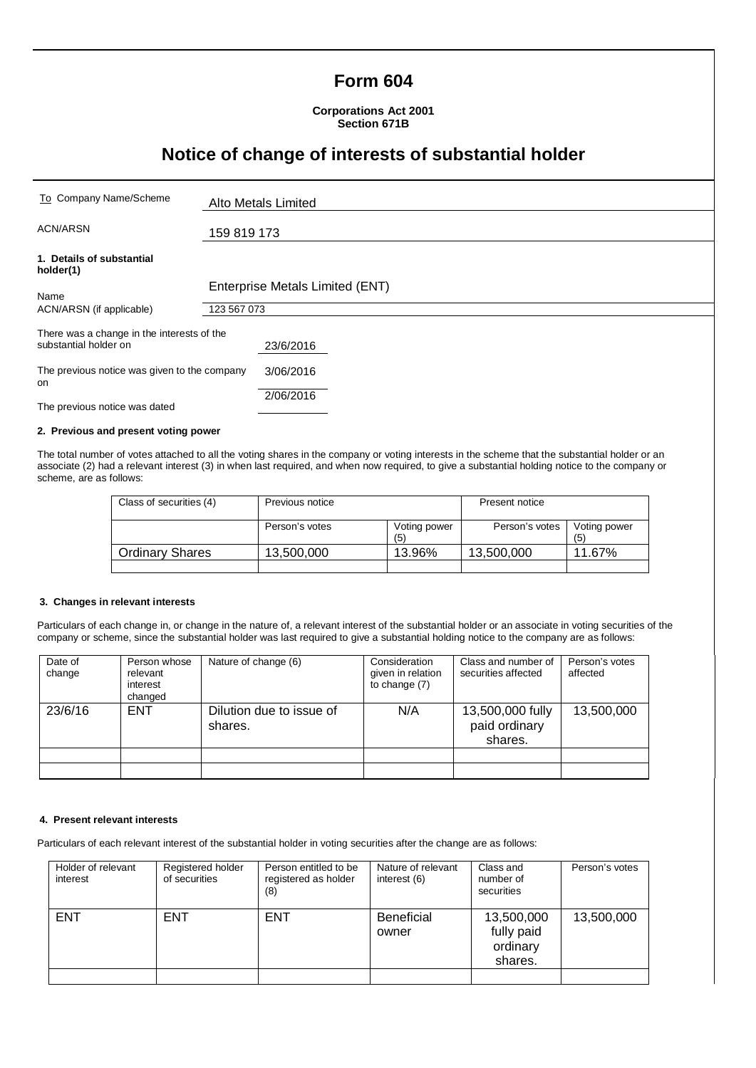# Form 604

**Corporations Act 2001**
**Section 671B**

## Notice of change of interests of substantial holder

| | |
|---|---|
| To Company Name/Scheme | Alto Metals Limited |
| ACN/ARSN | 159 819 173 |

**1. Details of substantial holder(1)**

| | |
|---|---|
| Name | Enterprise Metals Limited (ENT) |
| ACN/ARSN (if applicable) | 123 567 073 |

| | |
|---|---|
| There was a change in the interests of the substantial holder on | 23/6/2016 |
| The previous notice was given to the company on | 3/06/2016 |
| The previous notice was dated | 2/06/2016 |

**2. Previous and present voting power**

The total number of votes attached to all the voting shares in the company or voting interests in the scheme that the substantial holder or an associate (2) had a relevant interest (3) in when last required, and when now required, to give a substantial holding notice to the company or scheme, are as follows:

| Class of securities (4) | Previous notice | | Present notice | |
|---|---|---|---|---|
| | Person's votes | Voting power (5) | Person's votes | Voting power (5) |
| Ordinary Shares | 13,500,000 | 13.96% | 13,500,000 | 11.67% |
| | | | | |

**3. Changes in relevant interests**

Particulars of each change in, or change in the nature of, a relevant interest of the substantial holder or an associate in voting securities of the company or scheme, since the substantial holder was last required to give a substantial holding notice to the company are as follows:

| Date of change | Person whose relevant interest changed | Nature of change (6) | Consideration given in relation to change (7) | Class and number of securities affected | Person's votes affected |
|---|---|---|---|---|---|
| 23/6/16 | ENT | Dilution due to issue of shares. | N/A | 13,500,000 fully paid ordinary shares. | 13,500,000 |
| | | | | | |
| | | | | | |

**4. Present relevant interests**

Particulars of each relevant interest of the substantial holder in voting securities after the change are as follows:

| Holder of relevant interest | Registered holder of securities | Person entitled to be registered as holder (8) | Nature of relevant interest (6) | Class and number of securities | Person's votes |
|---|---|---|---|---|---|
| ENT | ENT | ENT | Beneficial owner | 13,500,000 fully paid ordinary shares. | 13,500,000 |
| | | | | | |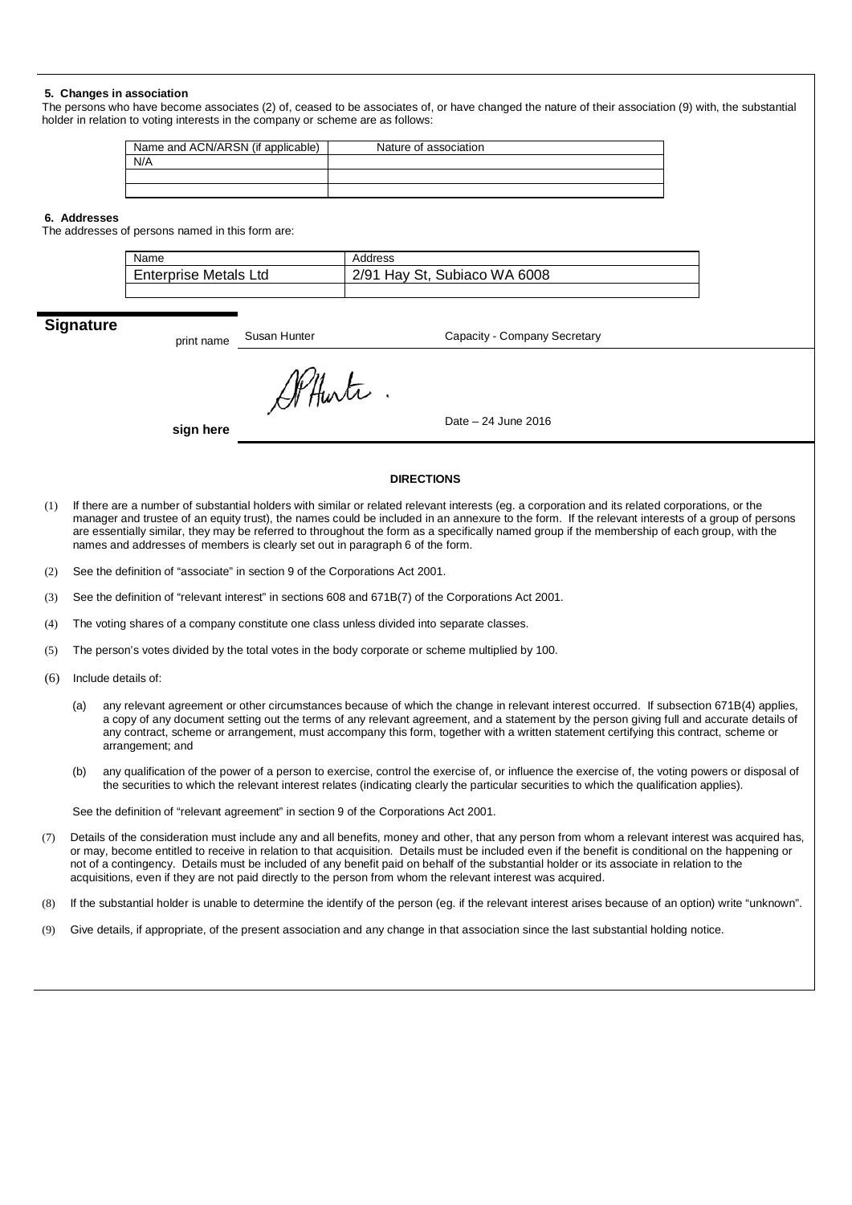### 5. Changes in association

The persons who have become associates (2) of, ceased to be associates of, or have changed the nature of their association (9) with, the substantial holder in relation to voting interests in the company or scheme are as follows:

| Name and ACN/ARSN (if applicable) | Nature of association |
|---|---|
| N/A | |
| | |
| | |

### 6. Addresses

The addresses of persons named in this form are:

| Name | Address |
|---|---|
| Enterprise Metals Ltd | 2/91 Hay St, Subiaco WA 6008 |
| | |

## Signature

print name Susan Hunter Capacity - Company Secretary

sign here Date – 24 June 2016

**DIRECTIONS**

(1) If there are a number of substantial holders with similar or related relevant interests (eg. a corporation and its related corporations, or the manager and trustee of an equity trust), the names could be included in an annexure to the form. If the relevant interests of a group of persons are essentially similar, they may be referred to throughout the form as a specifically named group if the membership of each group, with the names and addresses of members is clearly set out in paragraph 6 of the form.

(2) See the definition of "associate" in section 9 of the Corporations Act 2001.

(3) See the definition of "relevant interest" in sections 608 and 671B(7) of the Corporations Act 2001.

(4) The voting shares of a company constitute one class unless divided into separate classes.

(5) The person's votes divided by the total votes in the body corporate or scheme multiplied by 100.

(6) Include details of:

(a) any relevant agreement or other circumstances because of which the change in relevant interest occurred. If subsection 671B(4) applies, a copy of any document setting out the terms of any relevant agreement, and a statement by the person giving full and accurate details of any contract, scheme or arrangement, must accompany this form, together with a written statement certifying this contract, scheme or arrangement; and

(b) any qualification of the power of a person to exercise, control the exercise of, or influence the exercise of, the voting powers or disposal of the securities to which the relevant interest relates (indicating clearly the particular securities to which the qualification applies).

See the definition of "relevant agreement" in section 9 of the Corporations Act 2001.

(7) Details of the consideration must include any and all benefits, money and other, that any person from whom a relevant interest was acquired has, or may, become entitled to receive in relation to that acquisition. Details must be included even if the benefit is conditional on the happening or not of a contingency. Details must be included of any benefit paid on behalf of the substantial holder or its associate in relation to the acquisitions, even if they are not paid directly to the person from whom the relevant interest was acquired.

(8) If the substantial holder is unable to determine the identify of the person (eg. if the relevant interest arises because of an option) write "unknown".

(9) Give details, if appropriate, of the present association and any change in that association since the last substantial holding notice.